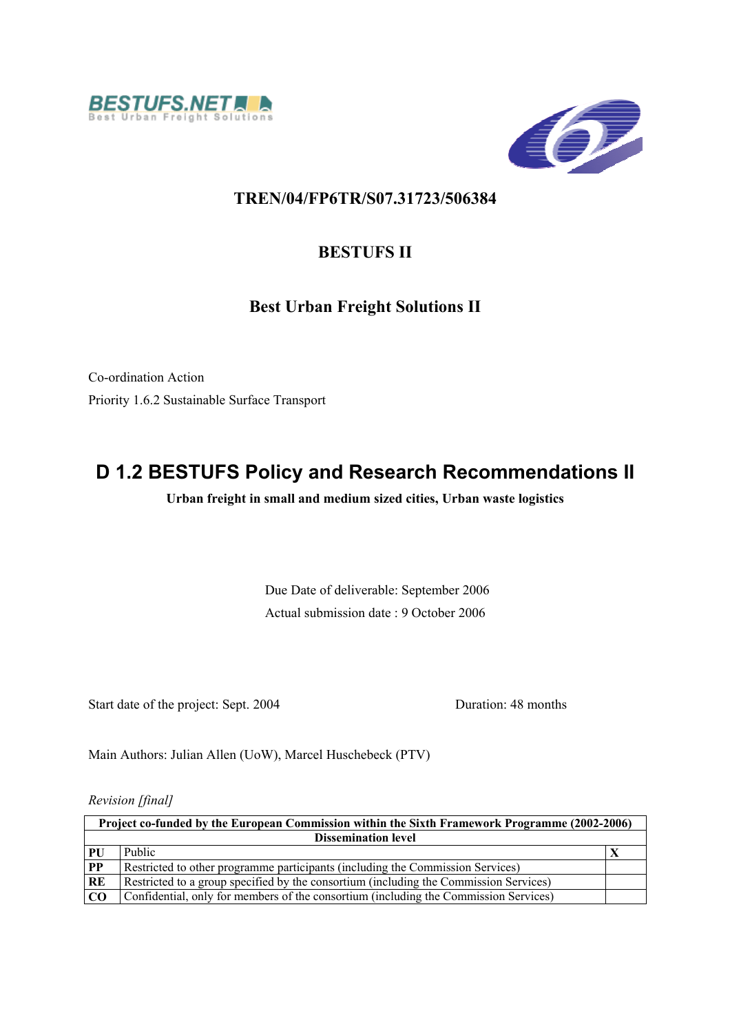BESTUFS.NET
Best Urban Freight Solutions

**TREN/04/FP6TR/S07.31723/506384**

**BESTUFS II**

**Best Urban Freight Solutions II**

Co-ordination Action

Priority 1.6.2 Sustainable Surface Transport

# D 1.2 BESTUFS Policy and Research Recommendations II

**Urban freight in small and medium sized cities, Urban waste logistics**

Due Date of deliverable: September 2006

Actual submission date : 9 October 2006

Start date of the project: Sept. 2004

Duration: 48 months

Main Authors: Julian Allen (UoW), Marcel Huschebeck (PTV)

*Revision [final]*

| Project co-funded by the European Commission within the Sixth Framework Programme (2002-2006) | | |
|---|---|---|
| **Dissemination level** | | |
| **PU** | Public | **X** |
| **PP** | Restricted to other programme participants (including the Commission Services) | |
| **RE** | Restricted to a group specified by the consortium (including the Commission Services) | |
| **CO** | Confidential, only for members of the consortium (including the Commission Services) | |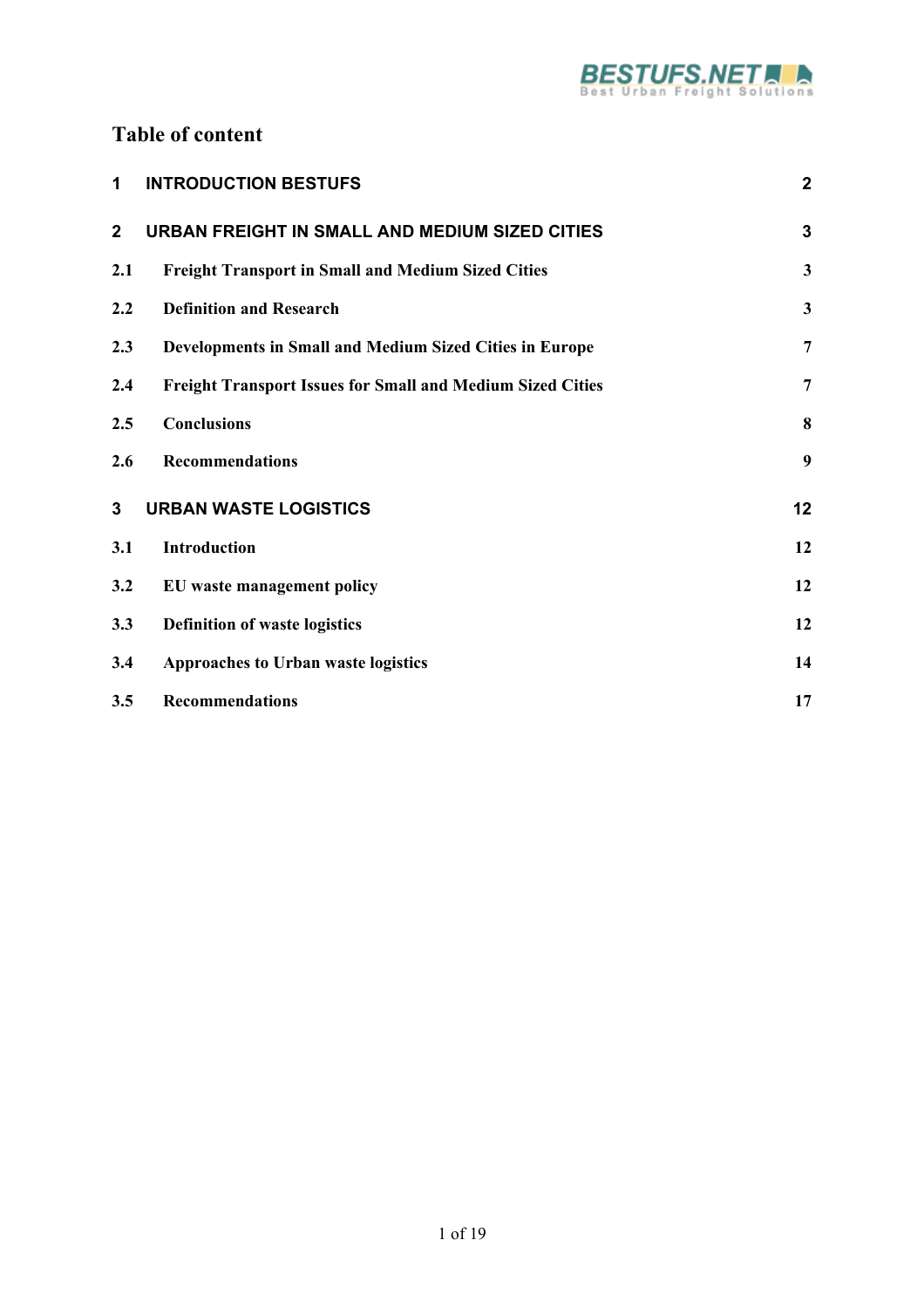# Table of content

| | | |
|---|---|---|
| **1** | **INTRODUCTION BESTUFS** | **2** |
| **2** | **URBAN FREIGHT IN SMALL AND MEDIUM SIZED CITIES** | **3** |
| **2.1** | **Freight Transport in Small and Medium Sized Cities** | **3** |
| **2.2** | **Definition and Research** | **3** |
| **2.3** | **Developments in Small and Medium Sized Cities in Europe** | **7** |
| **2.4** | **Freight Transport Issues for Small and Medium Sized Cities** | **7** |
| **2.5** | **Conclusions** | **8** |
| **2.6** | **Recommendations** | **9** |
| **3** | **URBAN WASTE LOGISTICS** | **12** |
| **3.1** | **Introduction** | **12** |
| **3.2** | **EU waste management policy** | **12** |
| **3.3** | **Definition of waste logistics** | **12** |
| **3.4** | **Approaches to Urban waste logistics** | **14** |
| **3.5** | **Recommendations** | **17** |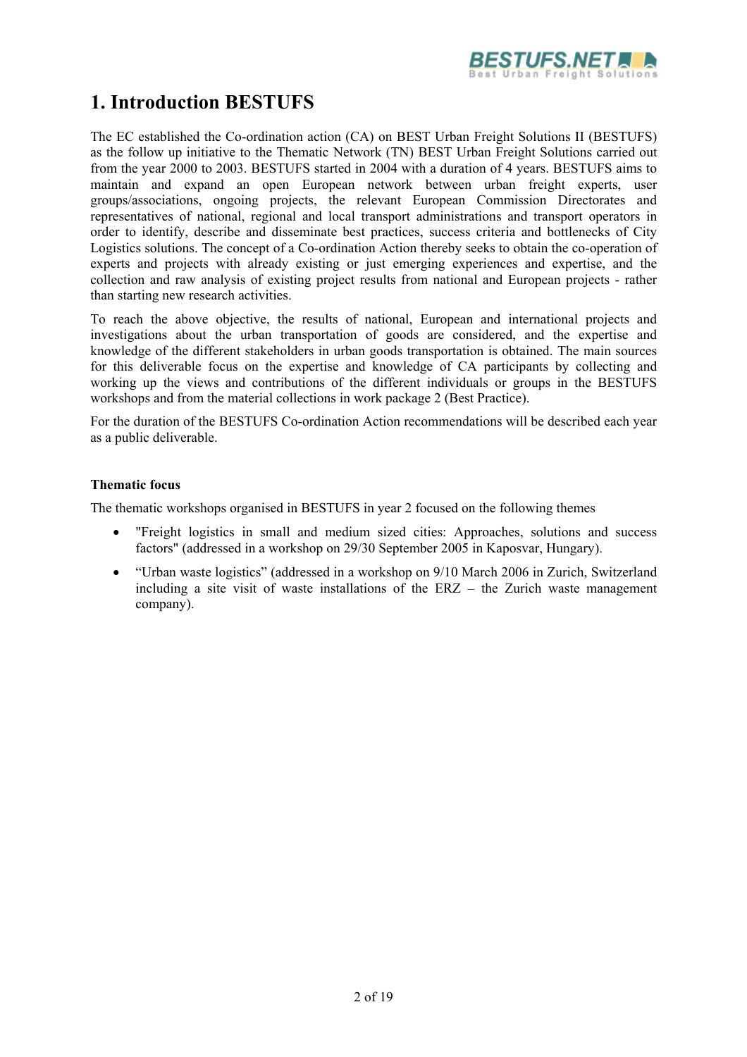# 1. Introduction BESTUFS

The EC established the Co-ordination action (CA) on BEST Urban Freight Solutions II (BESTUFS) as the follow up initiative to the Thematic Network (TN) BEST Urban Freight Solutions carried out from the year 2000 to 2003. BESTUFS started in 2004 with a duration of 4 years. BESTUFS aims to maintain and expand an open European network between urban freight experts, user groups/associations, ongoing projects, the relevant European Commission Directorates and representatives of national, regional and local transport administrations and transport operators in order to identify, describe and disseminate best practices, success criteria and bottlenecks of City Logistics solutions. The concept of a Co-ordination Action thereby seeks to obtain the co-operation of experts and projects with already existing or just emerging experiences and expertise, and the collection and raw analysis of existing project results from national and European projects - rather than starting new research activities.

To reach the above objective, the results of national, European and international projects and investigations about the urban transportation of goods are considered, and the expertise and knowledge of the different stakeholders in urban goods transportation is obtained. The main sources for this deliverable focus on the expertise and knowledge of CA participants by collecting and working up the views and contributions of the different individuals or groups in the BESTUFS workshops and from the material collections in work package 2 (Best Practice).

For the duration of the BESTUFS Co-ordination Action recommendations will be described each year as a public deliverable.

**Thematic focus**

The thematic workshops organised in BESTUFS in year 2 focused on the following themes

- "Freight logistics in small and medium sized cities: Approaches, solutions and success factors" (addressed in a workshop on 29/30 September 2005 in Kaposvar, Hungary).
- "Urban waste logistics" (addressed in a workshop on 9/10 March 2006 in Zurich, Switzerland including a site visit of waste installations of the ERZ – the Zurich waste management company).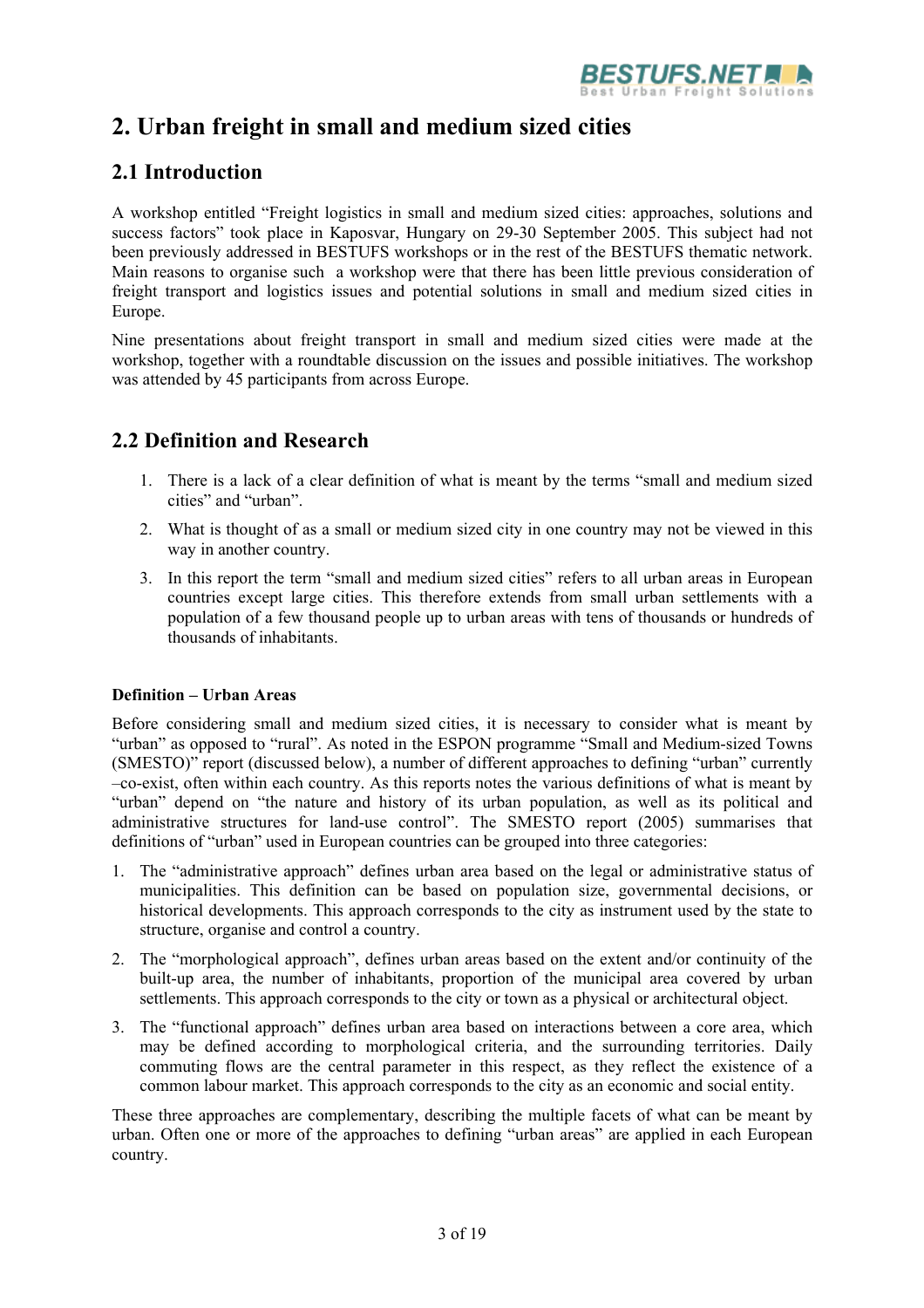# 2. Urban freight in small and medium sized cities

## 2.1 Introduction

A workshop entitled "Freight logistics in small and medium sized cities: approaches, solutions and success factors" took place in Kaposvar, Hungary on 29-30 September 2005. This subject had not been previously addressed in BESTUFS workshops or in the rest of the BESTUFS thematic network. Main reasons to organise such a workshop were that there has been little previous consideration of freight transport and logistics issues and potential solutions in small and medium sized cities in Europe.

Nine presentations about freight transport in small and medium sized cities were made at the workshop, together with a roundtable discussion on the issues and possible initiatives. The workshop was attended by 45 participants from across Europe.

## 2.2 Definition and Research

1. There is a lack of a clear definition of what is meant by the terms "small and medium sized cities" and "urban".
2. What is thought of as a small or medium sized city in one country may not be viewed in this way in another country.
3. In this report the term "small and medium sized cities" refers to all urban areas in European countries except large cities. This therefore extends from small urban settlements with a population of a few thousand people up to urban areas with tens of thousands or hundreds of thousands of inhabitants.

**Definition – Urban Areas**

Before considering small and medium sized cities, it is necessary to consider what is meant by "urban" as opposed to "rural". As noted in the ESPON programme "Small and Medium-sized Towns (SMESTO)" report (discussed below), a number of different approaches to defining "urban" currently –co-exist, often within each country. As this reports notes the various definitions of what is meant by "urban" depend on "the nature and history of its urban population, as well as its political and administrative structures for land-use control". The SMESTO report (2005) summarises that definitions of "urban" used in European countries can be grouped into three categories:

1. The "administrative approach" defines urban area based on the legal or administrative status of municipalities. This definition can be based on population size, governmental decisions, or historical developments. This approach corresponds to the city as instrument used by the state to structure, organise and control a country.
2. The "morphological approach", defines urban areas based on the extent and/or continuity of the built-up area, the number of inhabitants, proportion of the municipal area covered by urban settlements. This approach corresponds to the city or town as a physical or architectural object.
3. The "functional approach" defines urban area based on interactions between a core area, which may be defined according to morphological criteria, and the surrounding territories. Daily commuting flows are the central parameter in this respect, as they reflect the existence of a common labour market. This approach corresponds to the city as an economic and social entity.

These three approaches are complementary, describing the multiple facets of what can be meant by urban. Often one or more of the approaches to defining "urban areas" are applied in each European country.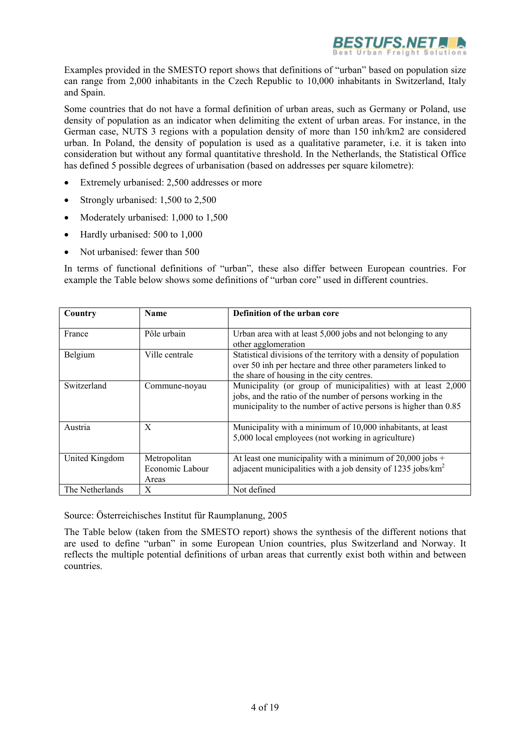Examples provided in the SMESTO report shows that definitions of "urban" based on population size can range from 2,000 inhabitants in the Czech Republic to 10,000 inhabitants in Switzerland, Italy and Spain.

Some countries that do not have a formal definition of urban areas, such as Germany or Poland, use density of population as an indicator when delimiting the extent of urban areas. For instance, in the German case, NUTS 3 regions with a population density of more than 150 inh/km2 are considered urban. In Poland, the density of population is used as a qualitative parameter, i.e. it is taken into consideration but without any formal quantitative threshold. In the Netherlands, the Statistical Office has defined 5 possible degrees of urbanisation (based on addresses per square kilometre):

- Extremely urbanised: 2,500 addresses or more
- Strongly urbanised: 1,500 to 2,500
- Moderately urbanised: 1,000 to 1,500
- Hardly urbanised: 500 to 1,000
- Not urbanised: fewer than 500

In terms of functional definitions of "urban", these also differ between European countries. For example the Table below shows some definitions of "urban core" used in different countries.

| Country | Name | Definition of the urban core |
|---|---|---|
| France | Pôle urbain | Urban area with at least 5,000 jobs and not belonging to any other agglomeration |
| Belgium | Ville centrale | Statistical divisions of the territory with a density of population over 50 inh per hectare and three other parameters linked to the share of housing in the city centres. |
| Switzerland | Commune-noyau | Municipality (or group of municipalities) with at least 2,000 jobs, and the ratio of the number of persons working in the municipality to the number of active persons is higher than 0.85 |
| Austria | X | Municipality with a minimum of 10,000 inhabitants, at least 5,000 local employees (not working in agriculture) |
| United Kingdom | Metropolitan Economic Labour Areas | At least one municipality with a minimum of 20,000 jobs + adjacent municipalities with a job density of 1235 jobs/km$^2$ |
| The Netherlands | X | Not defined |

Source: Österreichisches Institut für Raumplanung, 2005

The Table below (taken from the SMESTO report) shows the synthesis of the different notions that are used to define "urban" in some European Union countries, plus Switzerland and Norway. It reflects the multiple potential definitions of urban areas that currently exist both within and between countries.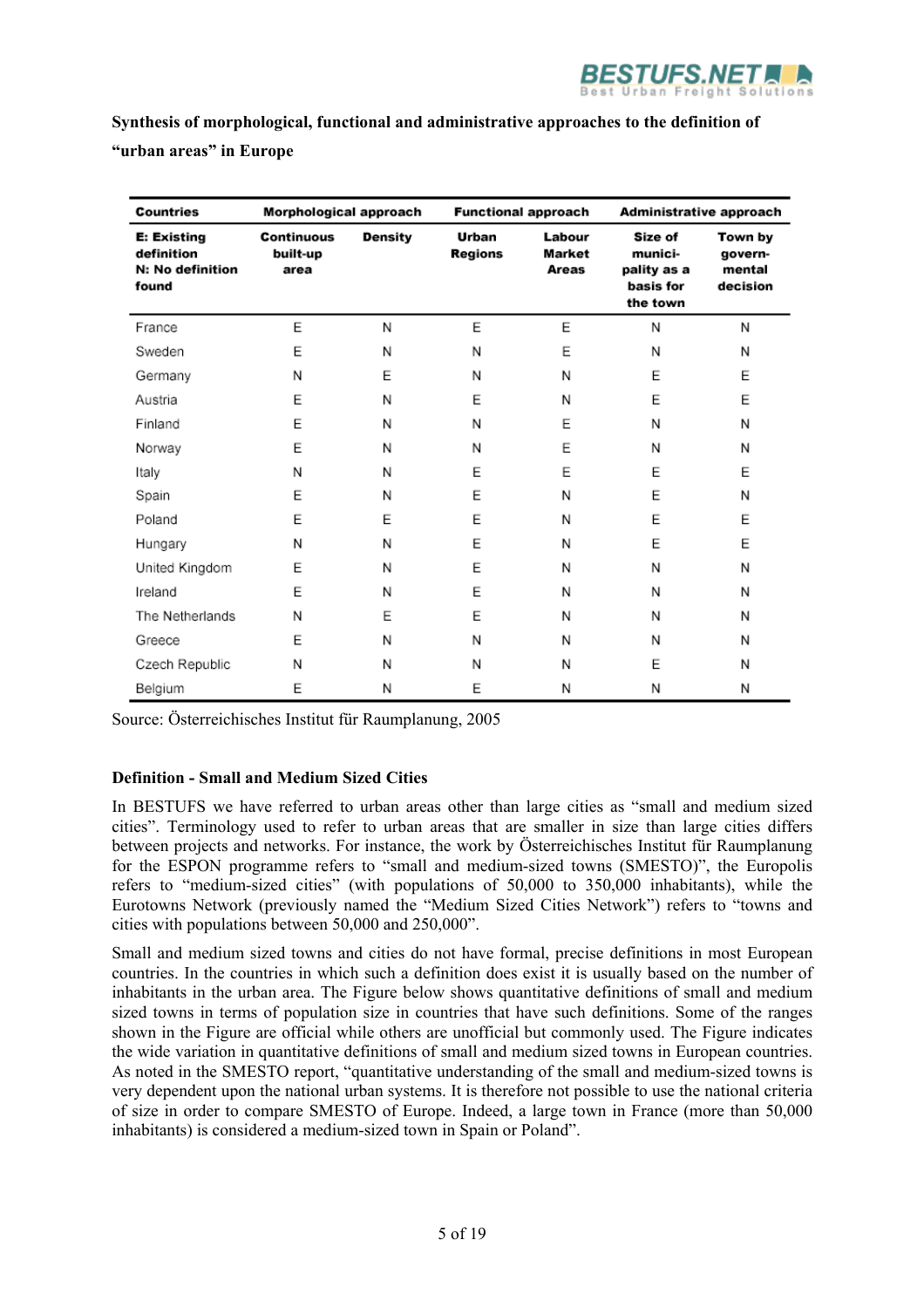**Synthesis of morphological, functional and administrative approaches to the definition of "urban areas" in Europe**

| Countries | Morphological approach | | Functional approach | | Administrative approach | |
|---|---|---|---|---|---|---|
| **E: Existing definition N: No definition found** | **Continuous built-up area** | **Density** | **Urban Regions** | **Labour Market Areas** | **Size of municipality as a basis for the town** | **Town by governmental decision** |
| France | E | N | E | E | N | N |
| Sweden | E | N | N | E | N | N |
| Germany | N | E | N | N | E | E |
| Austria | E | N | E | N | E | E |
| Finland | E | N | N | E | N | N |
| Norway | E | N | N | E | N | N |
| Italy | N | N | E | E | E | E |
| Spain | E | N | E | N | E | N |
| Poland | E | E | E | N | E | E |
| Hungary | N | N | E | N | E | E |
| United Kingdom | E | N | E | N | N | N |
| Ireland | E | N | E | N | N | N |
| The Netherlands | N | E | E | N | N | N |
| Greece | E | N | N | N | N | N |
| Czech Republic | N | N | N | N | E | N |
| Belgium | E | N | E | N | N | N |

Source: Österreichisches Institut für Raumplanung, 2005

**Definition - Small and Medium Sized Cities**

In BESTUFS we have referred to urban areas other than large cities as "small and medium sized cities". Terminology used to refer to urban areas that are smaller in size than large cities differs between projects and networks. For instance, the work by Österreichisches Institut für Raumplanung for the ESPON programme refers to "small and medium-sized towns (SMESTO)", the Europolis refers to "medium-sized cities" (with populations of 50,000 to 350,000 inhabitants), while the Eurotowns Network (previously named the "Medium Sized Cities Network") refers to "towns and cities with populations between 50,000 and 250,000".

Small and medium sized towns and cities do not have formal, precise definitions in most European countries. In the countries in which such a definition does exist it is usually based on the number of inhabitants in the urban area. The Figure below shows quantitative definitions of small and medium sized towns in terms of population size in countries that have such definitions. Some of the ranges shown in the Figure are official while others are unofficial but commonly used. The Figure indicates the wide variation in quantitative definitions of small and medium sized towns in European countries. As noted in the SMESTO report, "quantitative understanding of the small and medium-sized towns is very dependent upon the national urban systems. It is therefore not possible to use the national criteria of size in order to compare SMESTO of Europe. Indeed, a large town in France (more than 50,000 inhabitants) is considered a medium-sized town in Spain or Poland".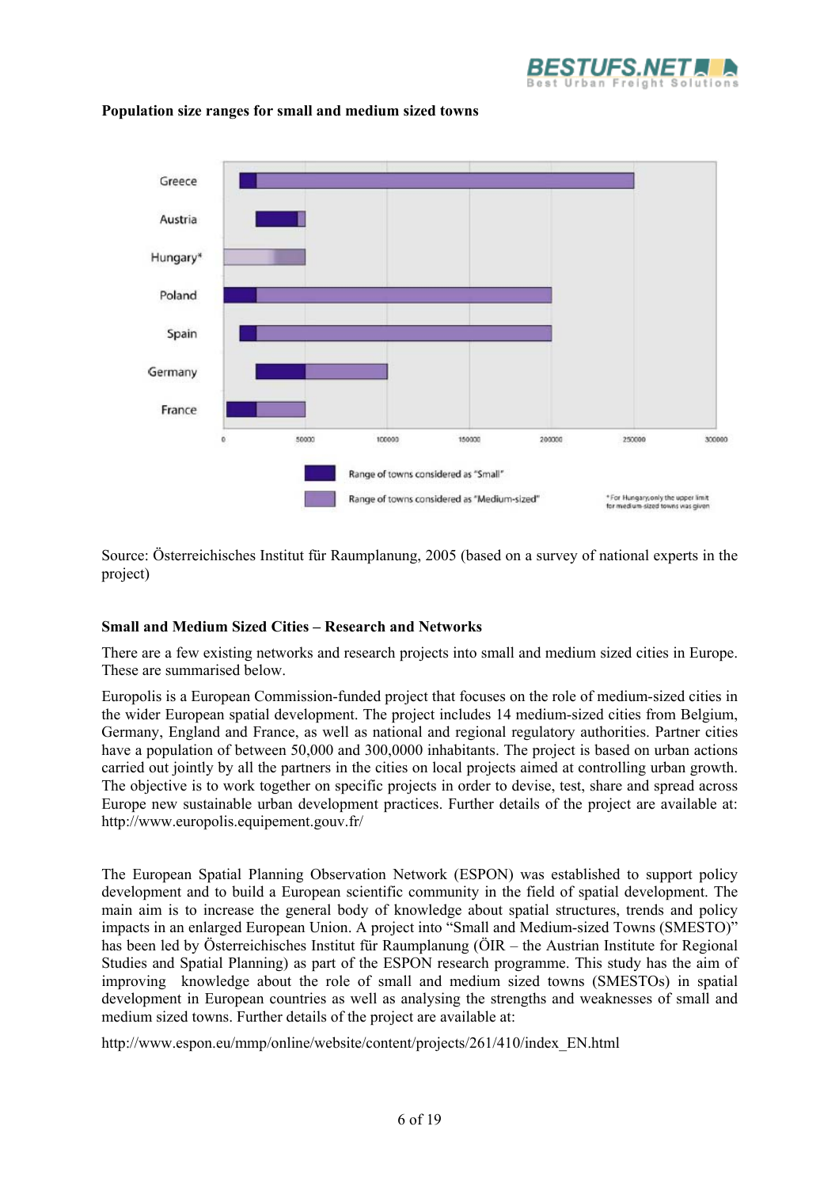**Population size ranges for small and medium sized towns**

Source: Österreichisches Institut für Raumplanung, 2005 (based on a survey of national experts in the project)

**Small and Medium Sized Cities – Research and Networks**

There are a few existing networks and research projects into small and medium sized cities in Europe. These are summarised below.

Europolis is a European Commission-funded project that focuses on the role of medium-sized cities in the wider European spatial development. The project includes 14 medium-sized cities from Belgium, Germany, England and France, as well as national and regional regulatory authorities. Partner cities have a population of between 50,000 and 300,0000 inhabitants. The project is based on urban actions carried out jointly by all the partners in the cities on local projects aimed at controlling urban growth. The objective is to work together on specific projects in order to devise, test, share and spread across Europe new sustainable urban development practices. Further details of the project are available at: http://www.europolis.equipement.gouv.fr/

The European Spatial Planning Observation Network (ESPON) was established to support policy development and to build a European scientific community in the field of spatial development. The main aim is to increase the general body of knowledge about spatial structures, trends and policy impacts in an enlarged European Union. A project into "Small and Medium-sized Towns (SMESTO)" has been led by Österreichisches Institut für Raumplanung (ÖIR – the Austrian Institute for Regional Studies and Spatial Planning) as part of the ESPON research programme. This study has the aim of improving knowledge about the role of small and medium sized towns (SMESTOs) in spatial development in European countries as well as analysing the strengths and weaknesses of small and medium sized towns. Further details of the project are available at:

http://www.espon.eu/mmp/online/website/content/projects/261/410/index_EN.html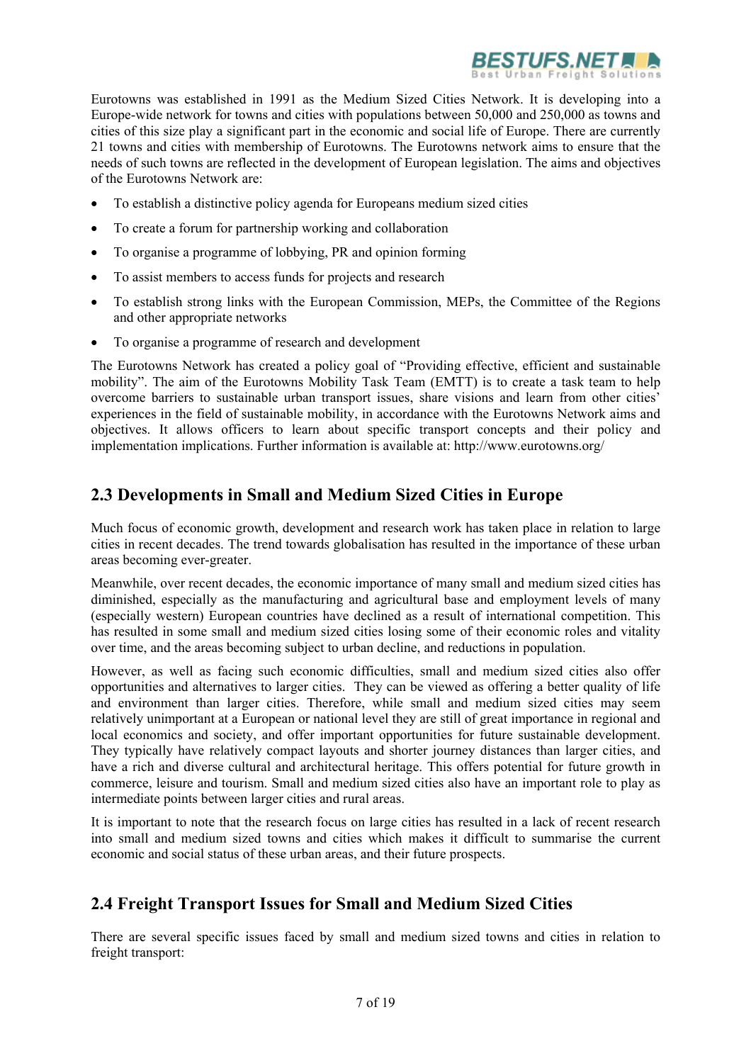Eurotowns was established in 1991 as the Medium Sized Cities Network. It is developing into a Europe-wide network for towns and cities with populations between 50,000 and 250,000 as towns and cities of this size play a significant part in the economic and social life of Europe. There are currently 21 towns and cities with membership of Eurotowns. The Eurotowns network aims to ensure that the needs of such towns are reflected in the development of European legislation. The aims and objectives of the Eurotowns Network are:

- To establish a distinctive policy agenda for Europeans medium sized cities
- To create a forum for partnership working and collaboration
- To organise a programme of lobbying, PR and opinion forming
- To assist members to access funds for projects and research
- To establish strong links with the European Commission, MEPs, the Committee of the Regions and other appropriate networks
- To organise a programme of research and development

The Eurotowns Network has created a policy goal of "Providing effective, efficient and sustainable mobility". The aim of the Eurotowns Mobility Task Team (EMTT) is to create a task team to help overcome barriers to sustainable urban transport issues, share visions and learn from other cities' experiences in the field of sustainable mobility, in accordance with the Eurotowns Network aims and objectives. It allows officers to learn about specific transport concepts and their policy and implementation implications. Further information is available at: http://www.eurotowns.org/

## 2.3 Developments in Small and Medium Sized Cities in Europe

Much focus of economic growth, development and research work has taken place in relation to large cities in recent decades. The trend towards globalisation has resulted in the importance of these urban areas becoming ever-greater.

Meanwhile, over recent decades, the economic importance of many small and medium sized cities has diminished, especially as the manufacturing and agricultural base and employment levels of many (especially western) European countries have declined as a result of international competition. This has resulted in some small and medium sized cities losing some of their economic roles and vitality over time, and the areas becoming subject to urban decline, and reductions in population.

However, as well as facing such economic difficulties, small and medium sized cities also offer opportunities and alternatives to larger cities. They can be viewed as offering a better quality of life and environment than larger cities. Therefore, while small and medium sized cities may seem relatively unimportant at a European or national level they are still of great importance in regional and local economics and society, and offer important opportunities for future sustainable development. They typically have relatively compact layouts and shorter journey distances than larger cities, and have a rich and diverse cultural and architectural heritage. This offers potential for future growth in commerce, leisure and tourism. Small and medium sized cities also have an important role to play as intermediate points between larger cities and rural areas.

It is important to note that the research focus on large cities has resulted in a lack of recent research into small and medium sized towns and cities which makes it difficult to summarise the current economic and social status of these urban areas, and their future prospects.

## 2.4 Freight Transport Issues for Small and Medium Sized Cities

There are several specific issues faced by small and medium sized towns and cities in relation to freight transport: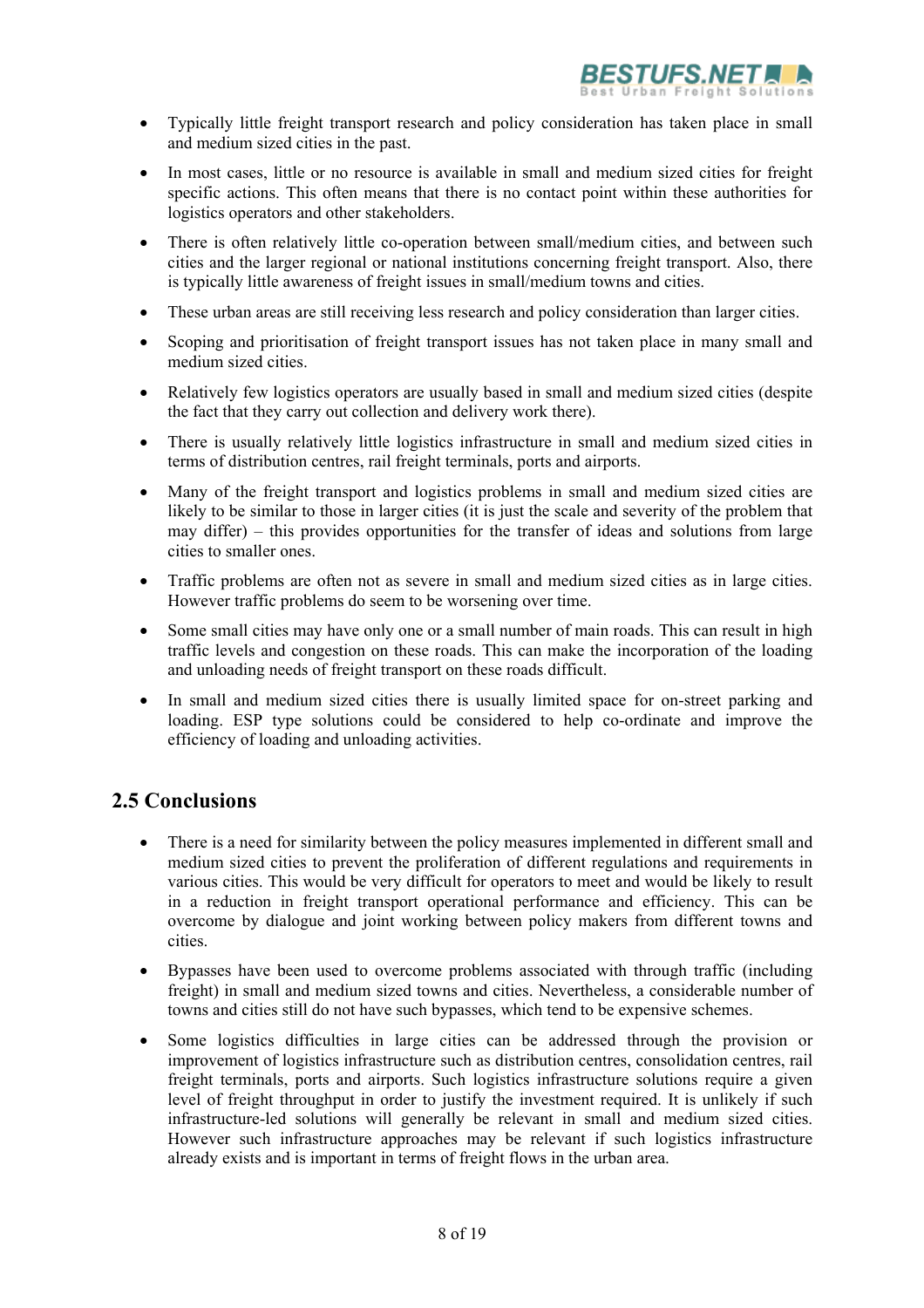- Typically little freight transport research and policy consideration has taken place in small and medium sized cities in the past.
- In most cases, little or no resource is available in small and medium sized cities for freight specific actions. This often means that there is no contact point within these authorities for logistics operators and other stakeholders.
- There is often relatively little co-operation between small/medium cities, and between such cities and the larger regional or national institutions concerning freight transport. Also, there is typically little awareness of freight issues in small/medium towns and cities.
- These urban areas are still receiving less research and policy consideration than larger cities.
- Scoping and prioritisation of freight transport issues has not taken place in many small and medium sized cities.
- Relatively few logistics operators are usually based in small and medium sized cities (despite the fact that they carry out collection and delivery work there).
- There is usually relatively little logistics infrastructure in small and medium sized cities in terms of distribution centres, rail freight terminals, ports and airports.
- Many of the freight transport and logistics problems in small and medium sized cities are likely to be similar to those in larger cities (it is just the scale and severity of the problem that may differ) – this provides opportunities for the transfer of ideas and solutions from large cities to smaller ones.
- Traffic problems are often not as severe in small and medium sized cities as in large cities. However traffic problems do seem to be worsening over time.
- Some small cities may have only one or a small number of main roads. This can result in high traffic levels and congestion on these roads. This can make the incorporation of the loading and unloading needs of freight transport on these roads difficult.
- In small and medium sized cities there is usually limited space for on-street parking and loading. ESP type solutions could be considered to help co-ordinate and improve the efficiency of loading and unloading activities.

## 2.5 Conclusions

- There is a need for similarity between the policy measures implemented in different small and medium sized cities to prevent the proliferation of different regulations and requirements in various cities. This would be very difficult for operators to meet and would be likely to result in a reduction in freight transport operational performance and efficiency. This can be overcome by dialogue and joint working between policy makers from different towns and cities.
- Bypasses have been used to overcome problems associated with through traffic (including freight) in small and medium sized towns and cities. Nevertheless, a considerable number of towns and cities still do not have such bypasses, which tend to be expensive schemes.
- Some logistics difficulties in large cities can be addressed through the provision or improvement of logistics infrastructure such as distribution centres, consolidation centres, rail freight terminals, ports and airports. Such logistics infrastructure solutions require a given level of freight throughput in order to justify the investment required. It is unlikely if such infrastructure-led solutions will generally be relevant in small and medium sized cities. However such infrastructure approaches may be relevant if such logistics infrastructure already exists and is important in terms of freight flows in the urban area.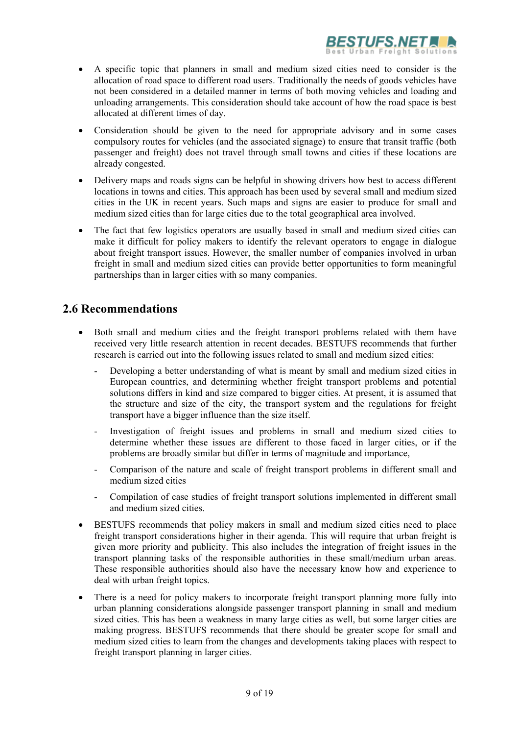- A specific topic that planners in small and medium sized cities need to consider is the allocation of road space to different road users. Traditionally the needs of goods vehicles have not been considered in a detailed manner in terms of both moving vehicles and loading and unloading arrangements. This consideration should take account of how the road space is best allocated at different times of day.

- Consideration should be given to the need for appropriate advisory and in some cases compulsory routes for vehicles (and the associated signage) to ensure that transit traffic (both passenger and freight) does not travel through small towns and cities if these locations are already congested.

- Delivery maps and roads signs can be helpful in showing drivers how best to access different locations in towns and cities. This approach has been used by several small and medium sized cities in the UK in recent years. Such maps and signs are easier to produce for small and medium sized cities than for large cities due to the total geographical area involved.

- The fact that few logistics operators are usually based in small and medium sized cities can make it difficult for policy makers to identify the relevant operators to engage in dialogue about freight transport issues. However, the smaller number of companies involved in urban freight in small and medium sized cities can provide better opportunities to form meaningful partnerships than in larger cities with so many companies.

## 2.6 Recommendations

- Both small and medium cities and the freight transport problems related with them have received very little research attention in recent decades. BESTUFS recommends that further research is carried out into the following issues related to small and medium sized cities:
  - Developing a better understanding of what is meant by small and medium sized cities in European countries, and determining whether freight transport problems and potential solutions differs in kind and size compared to bigger cities. At present, it is assumed that the structure and size of the city, the transport system and the regulations for freight transport have a bigger influence than the size itself.
  - Investigation of freight issues and problems in small and medium sized cities to determine whether these issues are different to those faced in larger cities, or if the problems are broadly similar but differ in terms of magnitude and importance,
  - Comparison of the nature and scale of freight transport problems in different small and medium sized cities
  - Compilation of case studies of freight transport solutions implemented in different small and medium sized cities.

- BESTUFS recommends that policy makers in small and medium sized cities need to place freight transport considerations higher in their agenda. This will require that urban freight is given more priority and publicity. This also includes the integration of freight issues in the transport planning tasks of the responsible authorities in these small/medium urban areas. These responsible authorities should also have the necessary know how and experience to deal with urban freight topics.

- There is a need for policy makers to incorporate freight transport planning more fully into urban planning considerations alongside passenger transport planning in small and medium sized cities. This has been a weakness in many large cities as well, but some larger cities are making progress. BESTUFS recommends that there should be greater scope for small and medium sized cities to learn from the changes and developments taking places with respect to freight transport planning in larger cities.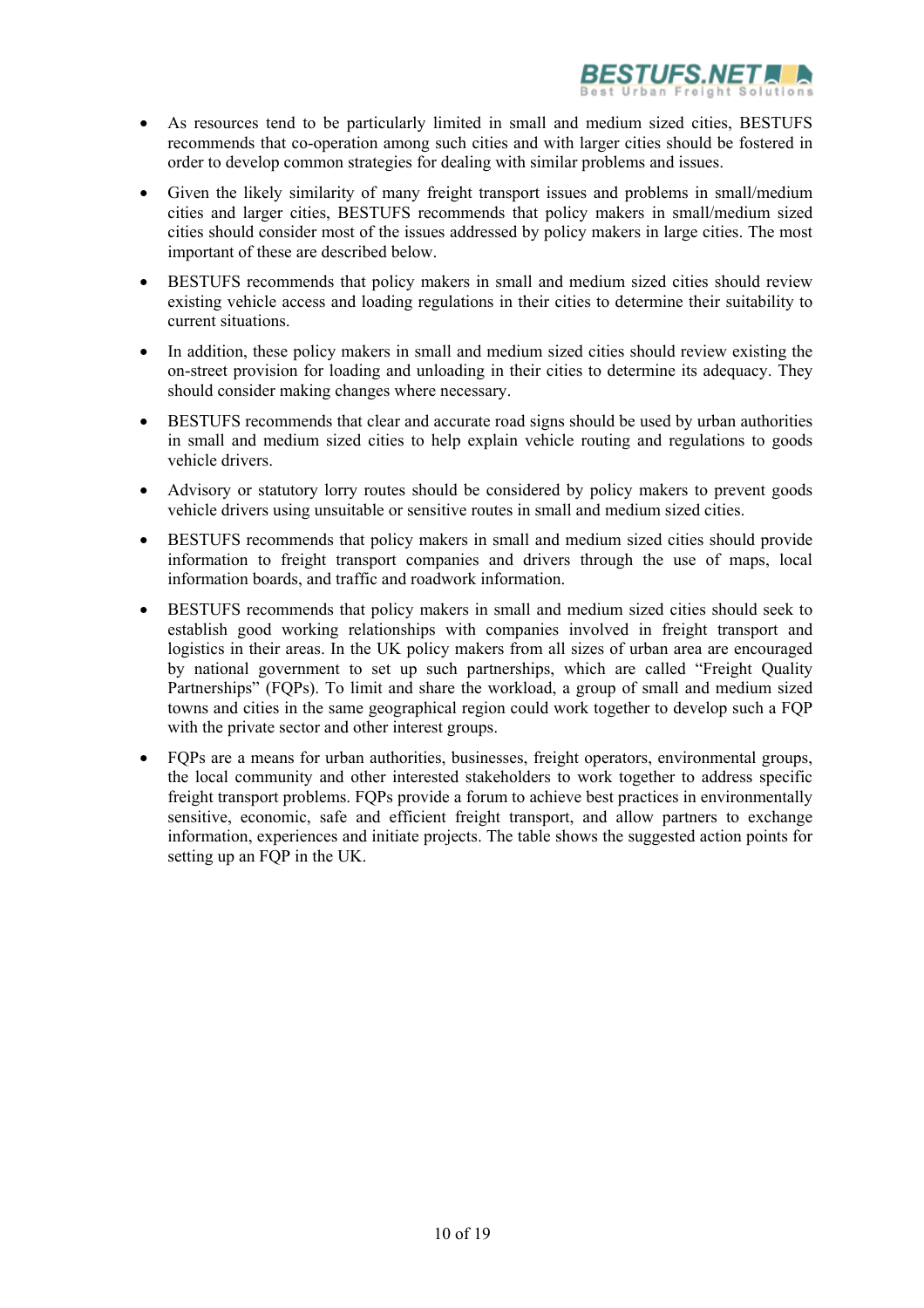- As resources tend to be particularly limited in small and medium sized cities, BESTUFS recommends that co-operation among such cities and with larger cities should be fostered in order to develop common strategies for dealing with similar problems and issues.
- Given the likely similarity of many freight transport issues and problems in small/medium cities and larger cities, BESTUFS recommends that policy makers in small/medium sized cities should consider most of the issues addressed by policy makers in large cities. The most important of these are described below.
- BESTUFS recommends that policy makers in small and medium sized cities should review existing vehicle access and loading regulations in their cities to determine their suitability to current situations.
- In addition, these policy makers in small and medium sized cities should review existing the on-street provision for loading and unloading in their cities to determine its adequacy. They should consider making changes where necessary.
- BESTUFS recommends that clear and accurate road signs should be used by urban authorities in small and medium sized cities to help explain vehicle routing and regulations to goods vehicle drivers.
- Advisory or statutory lorry routes should be considered by policy makers to prevent goods vehicle drivers using unsuitable or sensitive routes in small and medium sized cities.
- BESTUFS recommends that policy makers in small and medium sized cities should provide information to freight transport companies and drivers through the use of maps, local information boards, and traffic and roadwork information.
- BESTUFS recommends that policy makers in small and medium sized cities should seek to establish good working relationships with companies involved in freight transport and logistics in their areas. In the UK policy makers from all sizes of urban area are encouraged by national government to set up such partnerships, which are called "Freight Quality Partnerships" (FQPs). To limit and share the workload, a group of small and medium sized towns and cities in the same geographical region could work together to develop such a FQP with the private sector and other interest groups.
- FQPs are a means for urban authorities, businesses, freight operators, environmental groups, the local community and other interested stakeholders to work together to address specific freight transport problems. FQPs provide a forum to achieve best practices in environmentally sensitive, economic, safe and efficient freight transport, and allow partners to exchange information, experiences and initiate projects. The table shows the suggested action points for setting up an FQP in the UK.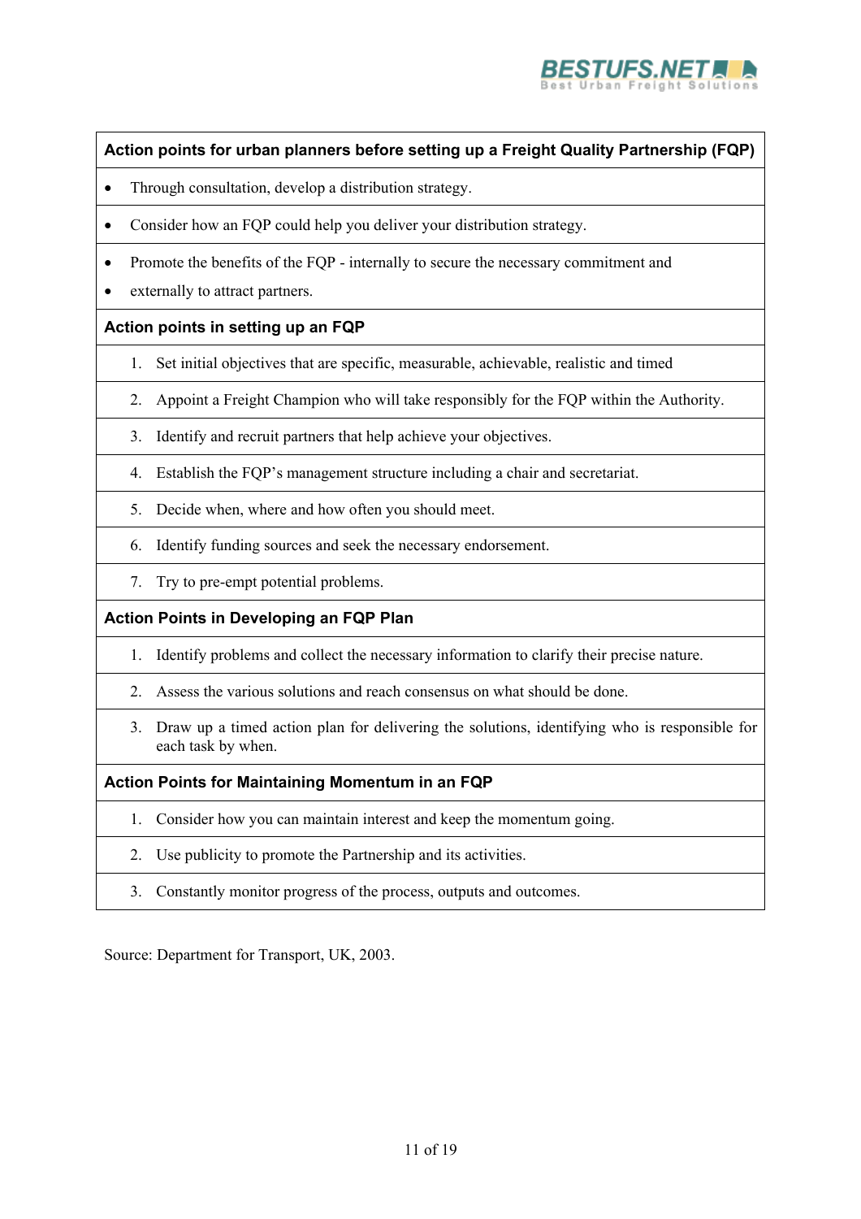| Action points for urban planners before setting up a Freight Quality Partnership (FQP) |
|---|
| • Through consultation, develop a distribution strategy. |
| • Consider how an FQP could help you deliver your distribution strategy. |
| • Promote the benefits of the FQP - internally to secure the necessary commitment and<br>• externally to attract partners. |
| **Action points in setting up an FQP** |
| 1. Set initial objectives that are specific, measurable, achievable, realistic and timed |
| 2. Appoint a Freight Champion who will take responsibly for the FQP within the Authority. |
| 3. Identify and recruit partners that help achieve your objectives. |
| 4. Establish the FQP's management structure including a chair and secretariat. |
| 5. Decide when, where and how often you should meet. |
| 6. Identify funding sources and seek the necessary endorsement. |
| 7. Try to pre-empt potential problems. |
| **Action Points in Developing an FQP Plan** |
| 1. Identify problems and collect the necessary information to clarify their precise nature. |
| 2. Assess the various solutions and reach consensus on what should be done. |
| 3. Draw up a timed action plan for delivering the solutions, identifying who is responsible for each task by when. |
| **Action Points for Maintaining Momentum in an FQP** |
| 1. Consider how you can maintain interest and keep the momentum going. |
| 2. Use publicity to promote the Partnership and its activities. |
| 3. Constantly monitor progress of the process, outputs and outcomes. |

Source: Department for Transport, UK, 2003.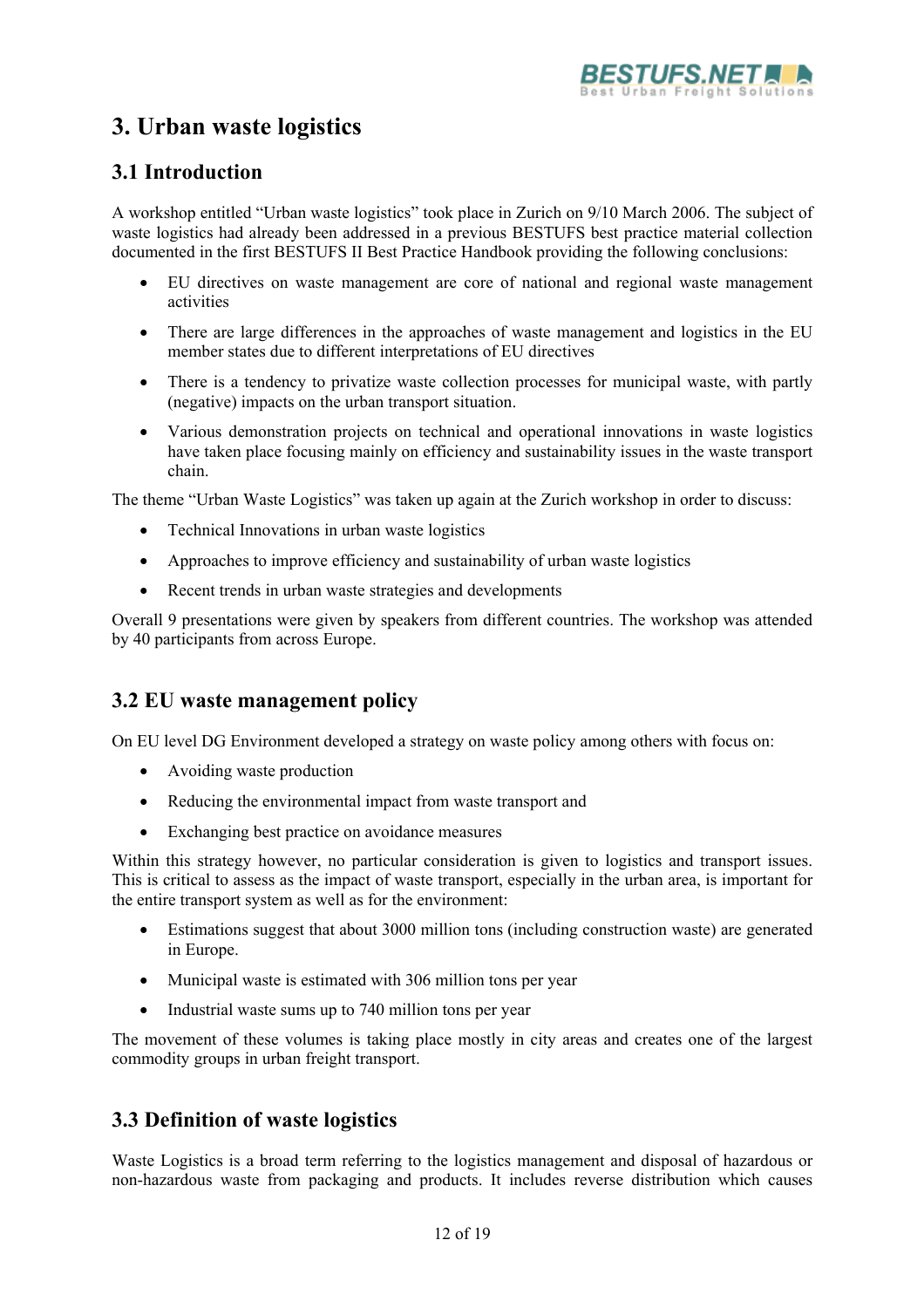# 3. Urban waste logistics

## 3.1 Introduction

A workshop entitled "Urban waste logistics" took place in Zurich on 9/10 March 2006. The subject of waste logistics had already been addressed in a previous BESTUFS best practice material collection documented in the first BESTUFS II Best Practice Handbook providing the following conclusions:

- EU directives on waste management are core of national and regional waste management activities
- There are large differences in the approaches of waste management and logistics in the EU member states due to different interpretations of EU directives
- There is a tendency to privatize waste collection processes for municipal waste, with partly (negative) impacts on the urban transport situation.
- Various demonstration projects on technical and operational innovations in waste logistics have taken place focusing mainly on efficiency and sustainability issues in the waste transport chain.

The theme "Urban Waste Logistics" was taken up again at the Zurich workshop in order to discuss:

- Technical Innovations in urban waste logistics
- Approaches to improve efficiency and sustainability of urban waste logistics
- Recent trends in urban waste strategies and developments

Overall 9 presentations were given by speakers from different countries. The workshop was attended by 40 participants from across Europe.

## 3.2 EU waste management policy

On EU level DG Environment developed a strategy on waste policy among others with focus on:

- Avoiding waste production
- Reducing the environmental impact from waste transport and
- Exchanging best practice on avoidance measures

Within this strategy however, no particular consideration is given to logistics and transport issues. This is critical to assess as the impact of waste transport, especially in the urban area, is important for the entire transport system as well as for the environment:

- Estimations suggest that about 3000 million tons (including construction waste) are generated in Europe.
- Municipal waste is estimated with 306 million tons per year
- Industrial waste sums up to 740 million tons per year

The movement of these volumes is taking place mostly in city areas and creates one of the largest commodity groups in urban freight transport.

## 3.3 Definition of waste logistics

Waste Logistics is a broad term referring to the logistics management and disposal of hazardous or non-hazardous waste from packaging and products. It includes reverse distribution which causes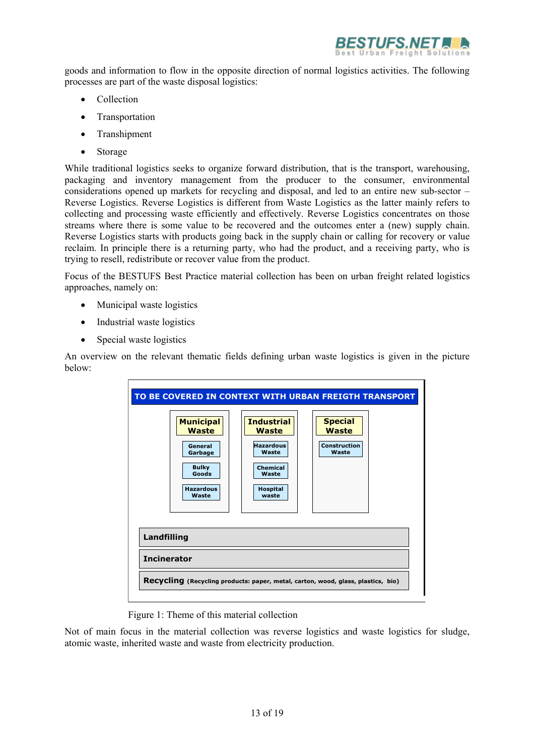goods and information to flow in the opposite direction of normal logistics activities. The following processes are part of the waste disposal logistics:

- Collection
- Transportation
- Transhipment
- Storage

While traditional logistics seeks to organize forward distribution, that is the transport, warehousing, packaging and inventory management from the producer to the consumer, environmental considerations opened up markets for recycling and disposal, and led to an entire new sub-sector – Reverse Logistics. Reverse Logistics is different from Waste Logistics as the latter mainly refers to collecting and processing waste efficiently and effectively. Reverse Logistics concentrates on those streams where there is some value to be recovered and the outcomes enter a (new) supply chain. Reverse Logistics starts with products going back in the supply chain or calling for recovery or value reclaim. In principle there is a returning party, who had the product, and a receiving party, who is trying to resell, redistribute or recover value from the product.

Focus of the BESTUFS Best Practice material collection has been on urban freight related logistics approaches, namely on:

- Municipal waste logistics
- Industrial waste logistics
- Special waste logistics

An overview on the relevant thematic fields defining urban waste logistics is given in the picture below:

**TO BE COVERED IN CONTEXT WITH URBAN FREIGTH TRANSPORT**

| Municipal Waste | Industrial Waste | Special Waste |
|---|---|---|
| General Garbage | Hazardous Waste | Construction Waste |
| Bulky Goods | Chemical Waste | |
| Hazardous Waste | Hospital waste | |

**Landfilling**

**Incinerator**

**Recycling** (Recycling products: paper, metal, carton, wood, glass, plastics, bio)

Figure 1: Theme of this material collection

Not of main focus in the material collection was reverse logistics and waste logistics for sludge, atomic waste, inherited waste and waste from electricity production.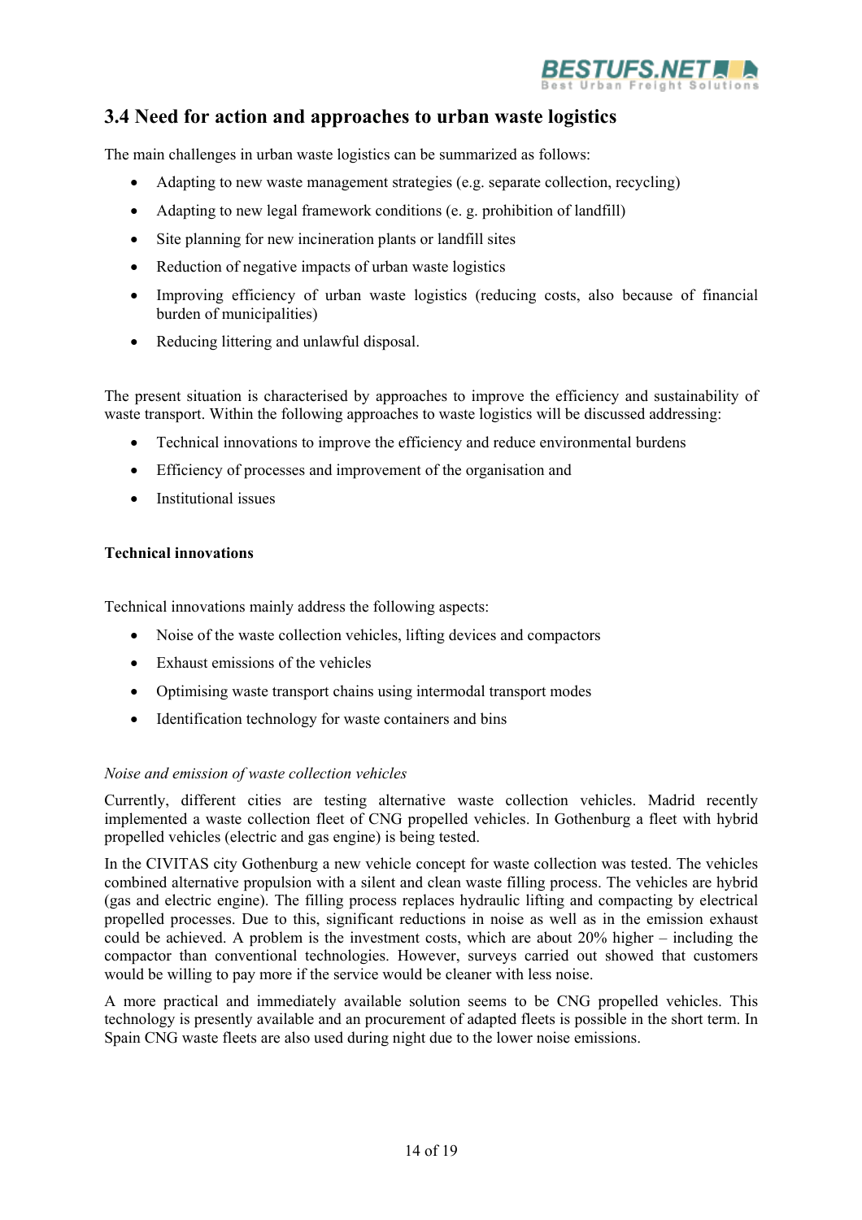## 3.4 Need for action and approaches to urban waste logistics

The main challenges in urban waste logistics can be summarized as follows:

- Adapting to new waste management strategies (e.g. separate collection, recycling)
- Adapting to new legal framework conditions (e. g. prohibition of landfill)
- Site planning for new incineration plants or landfill sites
- Reduction of negative impacts of urban waste logistics
- Improving efficiency of urban waste logistics (reducing costs, also because of financial burden of municipalities)
- Reducing littering and unlawful disposal.

The present situation is characterised by approaches to improve the efficiency and sustainability of waste transport. Within the following approaches to waste logistics will be discussed addressing:

- Technical innovations to improve the efficiency and reduce environmental burdens
- Efficiency of processes and improvement of the organisation and
- Institutional issues

**Technical innovations**

Technical innovations mainly address the following aspects:

- Noise of the waste collection vehicles, lifting devices and compactors
- Exhaust emissions of the vehicles
- Optimising waste transport chains using intermodal transport modes
- Identification technology for waste containers and bins

*Noise and emission of waste collection vehicles*

Currently, different cities are testing alternative waste collection vehicles. Madrid recently implemented a waste collection fleet of CNG propelled vehicles. In Gothenburg a fleet with hybrid propelled vehicles (electric and gas engine) is being tested.

In the CIVITAS city Gothenburg a new vehicle concept for waste collection was tested. The vehicles combined alternative propulsion with a silent and clean waste filling process. The vehicles are hybrid (gas and electric engine). The filling process replaces hydraulic lifting and compacting by electrical propelled processes. Due to this, significant reductions in noise as well as in the emission exhaust could be achieved. A problem is the investment costs, which are about 20% higher – including the compactor than conventional technologies. However, surveys carried out showed that customers would be willing to pay more if the service would be cleaner with less noise.

A more practical and immediately available solution seems to be CNG propelled vehicles. This technology is presently available and an procurement of adapted fleets is possible in the short term. In Spain CNG waste fleets are also used during night due to the lower noise emissions.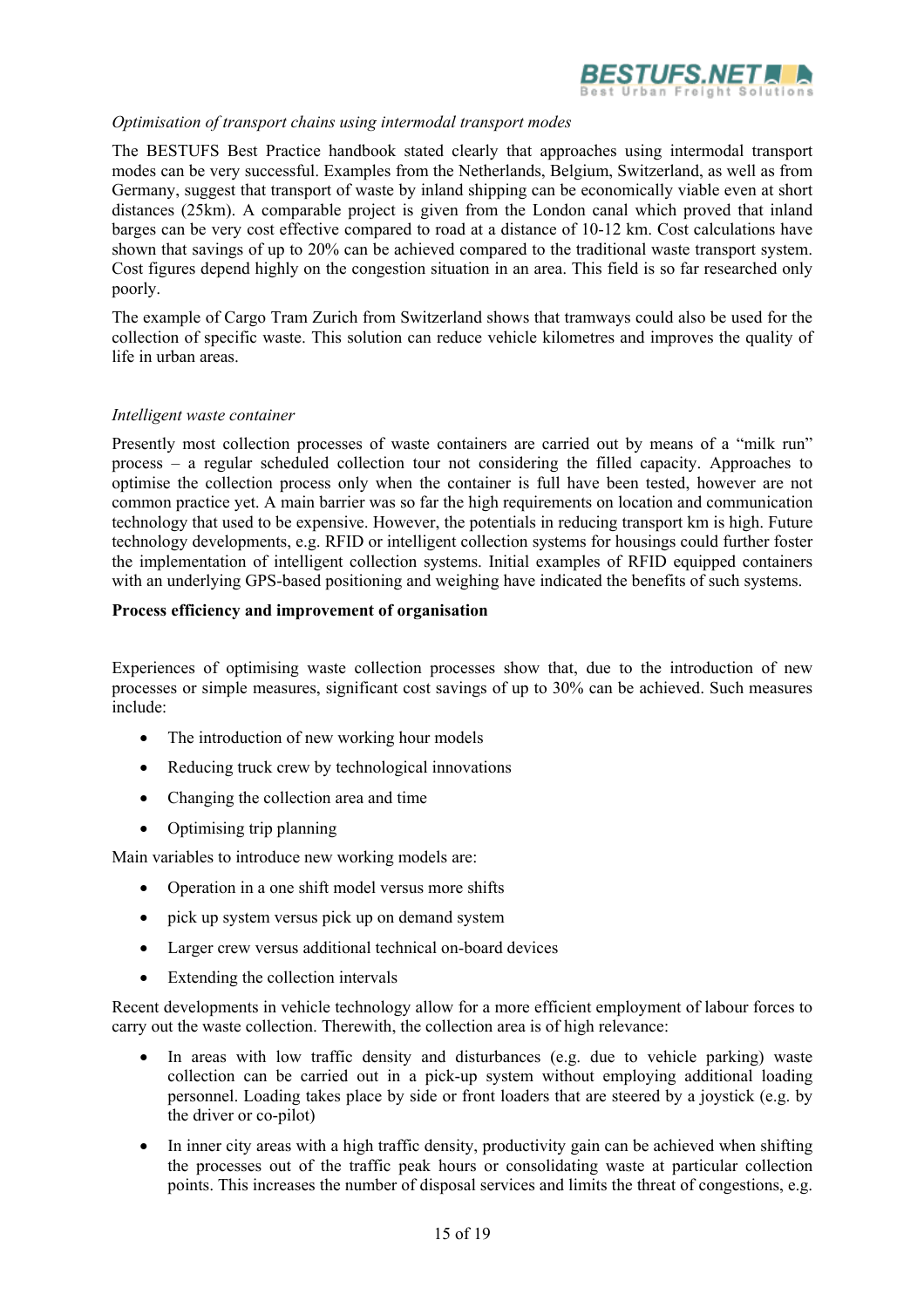*Optimisation of transport chains using intermodal transport modes*

The BESTUFS Best Practice handbook stated clearly that approaches using intermodal transport modes can be very successful. Examples from the Netherlands, Belgium, Switzerland, as well as from Germany, suggest that transport of waste by inland shipping can be economically viable even at short distances (25km). A comparable project is given from the London canal which proved that inland barges can be very cost effective compared to road at a distance of 10-12 km. Cost calculations have shown that savings of up to 20% can be achieved compared to the traditional waste transport system. Cost figures depend highly on the congestion situation in an area. This field is so far researched only poorly.

The example of Cargo Tram Zurich from Switzerland shows that tramways could also be used for the collection of specific waste. This solution can reduce vehicle kilometres and improves the quality of life in urban areas.

*Intelligent waste container*

Presently most collection processes of waste containers are carried out by means of a "milk run" process – a regular scheduled collection tour not considering the filled capacity. Approaches to optimise the collection process only when the container is full have been tested, however are not common practice yet. A main barrier was so far the high requirements on location and communication technology that used to be expensive. However, the potentials in reducing transport km is high. Future technology developments, e.g. RFID or intelligent collection systems for housings could further foster the implementation of intelligent collection systems. Initial examples of RFID equipped containers with an underlying GPS-based positioning and weighing have indicated the benefits of such systems.

**Process efficiency and improvement of organisation**

Experiences of optimising waste collection processes show that, due to the introduction of new processes or simple measures, significant cost savings of up to 30% can be achieved. Such measures include:

- The introduction of new working hour models
- Reducing truck crew by technological innovations
- Changing the collection area and time
- Optimising trip planning

Main variables to introduce new working models are:

- Operation in a one shift model versus more shifts
- pick up system versus pick up on demand system
- Larger crew versus additional technical on-board devices
- Extending the collection intervals

Recent developments in vehicle technology allow for a more efficient employment of labour forces to carry out the waste collection. Therewith, the collection area is of high relevance:

- In areas with low traffic density and disturbances (e.g. due to vehicle parking) waste collection can be carried out in a pick-up system without employing additional loading personnel. Loading takes place by side or front loaders that are steered by a joystick (e.g. by the driver or co-pilot)
- In inner city areas with a high traffic density, productivity gain can be achieved when shifting the processes out of the traffic peak hours or consolidating waste at particular collection points. This increases the number of disposal services and limits the threat of congestions, e.g.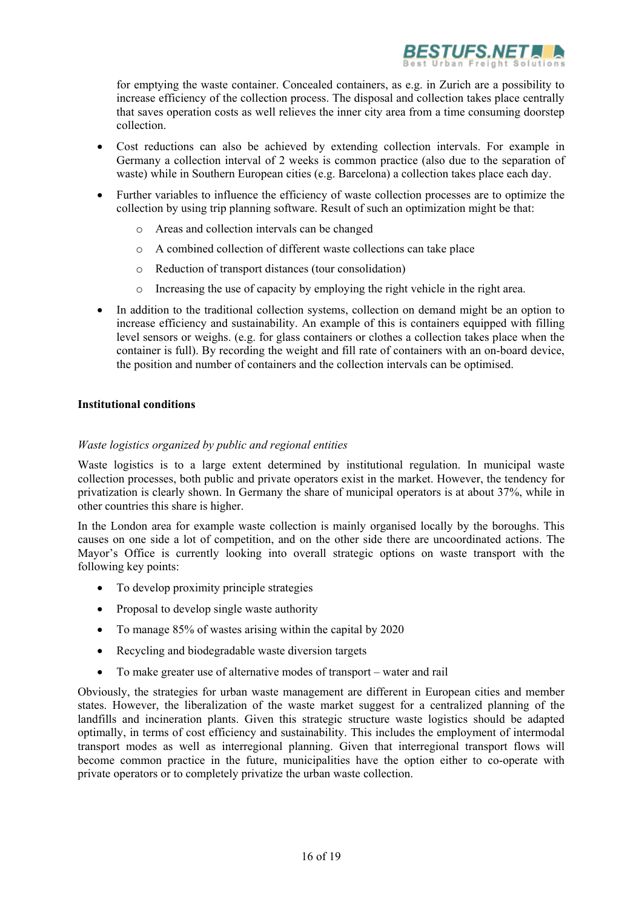for emptying the waste container. Concealed containers, as e.g. in Zurich are a possibility to increase efficiency of the collection process. The disposal and collection takes place centrally that saves operation costs as well relieves the inner city area from a time consuming doorstep collection.

- Cost reductions can also be achieved by extending collection intervals. For example in Germany a collection interval of 2 weeks is common practice (also due to the separation of waste) while in Southern European cities (e.g. Barcelona) a collection takes place each day.
- Further variables to influence the efficiency of waste collection processes are to optimize the collection by using trip planning software. Result of such an optimization might be that:
    - Areas and collection intervals can be changed
    - A combined collection of different waste collections can take place
    - Reduction of transport distances (tour consolidation)
    - Increasing the use of capacity by employing the right vehicle in the right area.
- In addition to the traditional collection systems, collection on demand might be an option to increase efficiency and sustainability. An example of this is containers equipped with filling level sensors or weighs. (e.g. for glass containers or clothes a collection takes place when the container is full). By recording the weight and fill rate of containers with an on-board device, the position and number of containers and the collection intervals can be optimised.

**Institutional conditions**

*Waste logistics organized by public and regional entities*

Waste logistics is to a large extent determined by institutional regulation. In municipal waste collection processes, both public and private operators exist in the market. However, the tendency for privatization is clearly shown. In Germany the share of municipal operators is at about 37%, while in other countries this share is higher.

In the London area for example waste collection is mainly organised locally by the boroughs. This causes on one side a lot of competition, and on the other side there are uncoordinated actions. The Mayor's Office is currently looking into overall strategic options on waste transport with the following key points:

- To develop proximity principle strategies
- Proposal to develop single waste authority
- To manage 85% of wastes arising within the capital by 2020
- Recycling and biodegradable waste diversion targets
- To make greater use of alternative modes of transport – water and rail

Obviously, the strategies for urban waste management are different in European cities and member states. However, the liberalization of the waste market suggest for a centralized planning of the landfills and incineration plants. Given this strategic structure waste logistics should be adapted optimally, in terms of cost efficiency and sustainability. This includes the employment of intermodal transport modes as well as interregional planning. Given that interregional transport flows will become common practice in the future, municipalities have the option either to co-operate with private operators or to completely privatize the urban waste collection.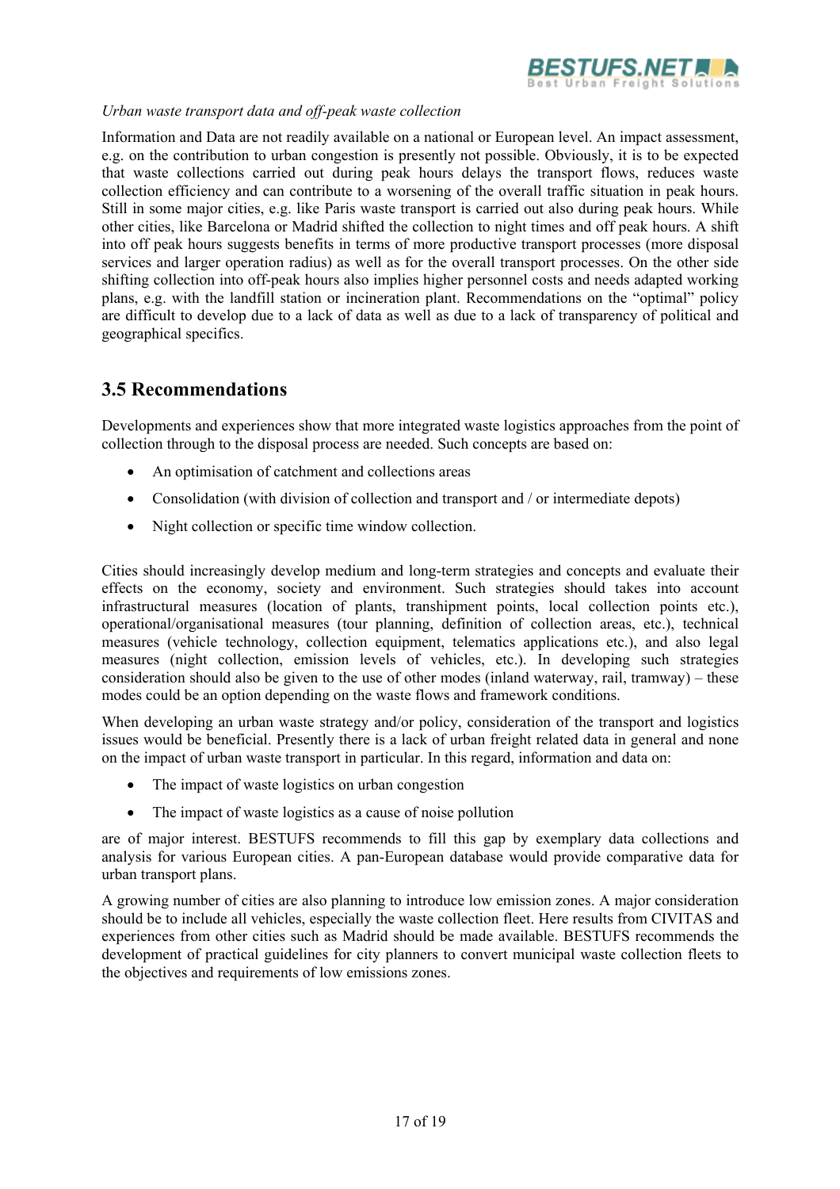*Urban waste transport data and off-peak waste collection*

Information and Data are not readily available on a national or European level. An impact assessment, e.g. on the contribution to urban congestion is presently not possible. Obviously, it is to be expected that waste collections carried out during peak hours delays the transport flows, reduces waste collection efficiency and can contribute to a worsening of the overall traffic situation in peak hours. Still in some major cities, e.g. like Paris waste transport is carried out also during peak hours. While other cities, like Barcelona or Madrid shifted the collection to night times and off peak hours. A shift into off peak hours suggests benefits in terms of more productive transport processes (more disposal services and larger operation radius) as well as for the overall transport processes. On the other side shifting collection into off-peak hours also implies higher personnel costs and needs adapted working plans, e.g. with the landfill station or incineration plant. Recommendations on the "optimal" policy are difficult to develop due to a lack of data as well as due to a lack of transparency of political and geographical specifics.

## 3.5 Recommendations

Developments and experiences show that more integrated waste logistics approaches from the point of collection through to the disposal process are needed. Such concepts are based on:

- An optimisation of catchment and collections areas
- Consolidation (with division of collection and transport and / or intermediate depots)
- Night collection or specific time window collection.

Cities should increasingly develop medium and long-term strategies and concepts and evaluate their effects on the economy, society and environment. Such strategies should takes into account infrastructural measures (location of plants, transhipment points, local collection points etc.), operational/organisational measures (tour planning, definition of collection areas, etc.), technical measures (vehicle technology, collection equipment, telematics applications etc.), and also legal measures (night collection, emission levels of vehicles, etc.). In developing such strategies consideration should also be given to the use of other modes (inland waterway, rail, tramway) – these modes could be an option depending on the waste flows and framework conditions.

When developing an urban waste strategy and/or policy, consideration of the transport and logistics issues would be beneficial. Presently there is a lack of urban freight related data in general and none on the impact of urban waste transport in particular. In this regard, information and data on:

- The impact of waste logistics on urban congestion
- The impact of waste logistics as a cause of noise pollution

are of major interest. BESTUFS recommends to fill this gap by exemplary data collections and analysis for various European cities. A pan-European database would provide comparative data for urban transport plans.

A growing number of cities are also planning to introduce low emission zones. A major consideration should be to include all vehicles, especially the waste collection fleet. Here results from CIVITAS and experiences from other cities such as Madrid should be made available. BESTUFS recommends the development of practical guidelines for city planners to convert municipal waste collection fleets to the objectives and requirements of low emissions zones.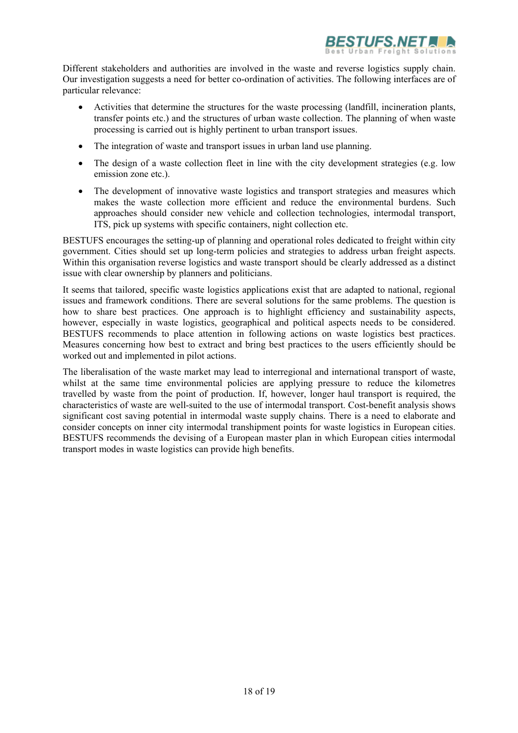Different stakeholders and authorities are involved in the waste and reverse logistics supply chain. Our investigation suggests a need for better co-ordination of activities. The following interfaces are of particular relevance:

- Activities that determine the structures for the waste processing (landfill, incineration plants, transfer points etc.) and the structures of urban waste collection. The planning of when waste processing is carried out is highly pertinent to urban transport issues.
- The integration of waste and transport issues in urban land use planning.
- The design of a waste collection fleet in line with the city development strategies (e.g. low emission zone etc.).
- The development of innovative waste logistics and transport strategies and measures which makes the waste collection more efficient and reduce the environmental burdens. Such approaches should consider new vehicle and collection technologies, intermodal transport, ITS, pick up systems with specific containers, night collection etc.

BESTUFS encourages the setting-up of planning and operational roles dedicated to freight within city government. Cities should set up long-term policies and strategies to address urban freight aspects. Within this organisation reverse logistics and waste transport should be clearly addressed as a distinct issue with clear ownership by planners and politicians.

It seems that tailored, specific waste logistics applications exist that are adapted to national, regional issues and framework conditions. There are several solutions for the same problems. The question is how to share best practices. One approach is to highlight efficiency and sustainability aspects, however, especially in waste logistics, geographical and political aspects needs to be considered. BESTUFS recommends to place attention in following actions on waste logistics best practices. Measures concerning how best to extract and bring best practices to the users efficiently should be worked out and implemented in pilot actions.

The liberalisation of the waste market may lead to interregional and international transport of waste, whilst at the same time environmental policies are applying pressure to reduce the kilometres travelled by waste from the point of production. If, however, longer haul transport is required, the characteristics of waste are well-suited to the use of intermodal transport. Cost-benefit analysis shows significant cost saving potential in intermodal waste supply chains. There is a need to elaborate and consider concepts on inner city intermodal transhipment points for waste logistics in European cities. BESTUFS recommends the devising of a European master plan in which European cities intermodal transport modes in waste logistics can provide high benefits.